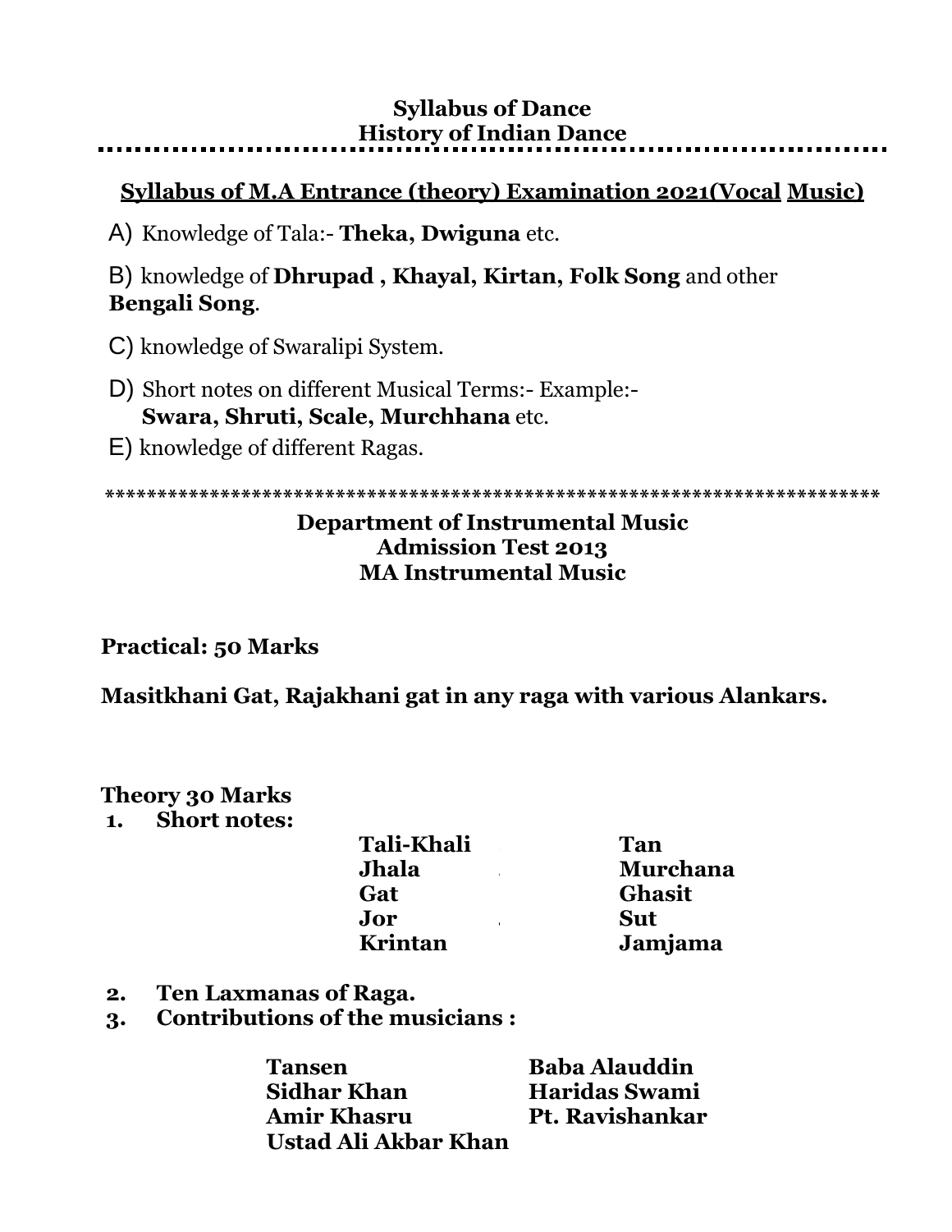# Syllabus of Dance
## History of Indian Dance

---

**Syllabus of M.A Entrance (theory) Examination 2021(Vocal Music)**

A) Knowledge of Tala:- **Theka, Dwiguna** etc.

B) knowledge of **Dhrupad , Khayal, Kirtan, Folk Song** and other **Bengali Song**.

C) knowledge of Swaralipi System.

D) Short notes on different Musical Terms:- Example:- **Swara, Shruti, Scale, Murchhana** etc.

E) knowledge of different Ragas.

****************************************************************************

## Department of Instrumental Music
## Admission Test 2013
## MA Instrumental Music

**Practical: 50 Marks**

**Masitkhani Gat, Rajakhani gat in any raga with various Alankars.**

**Theory 30 Marks**

1. **Short notes:**

| | |
|---|---|
| **Tali-Khali** | **Tan** |
| **Jhala** | **Murchana** |
| **Gat** | **Ghasit** |
| **Jor** | **Sut** |
| **Krintan** | **Jamjama** |

2. **Ten Laxmanas of Raga.**
3. **Contributions of the musicians :**

| | |
|---|---|
| **Tansen** | **Baba Alauddin** |
| **Sidhar Khan** | **Haridas Swami** |
| **Amir Khasru** | **Pt. Ravishankar** |
| **Ustad Ali Akbar Khan** | |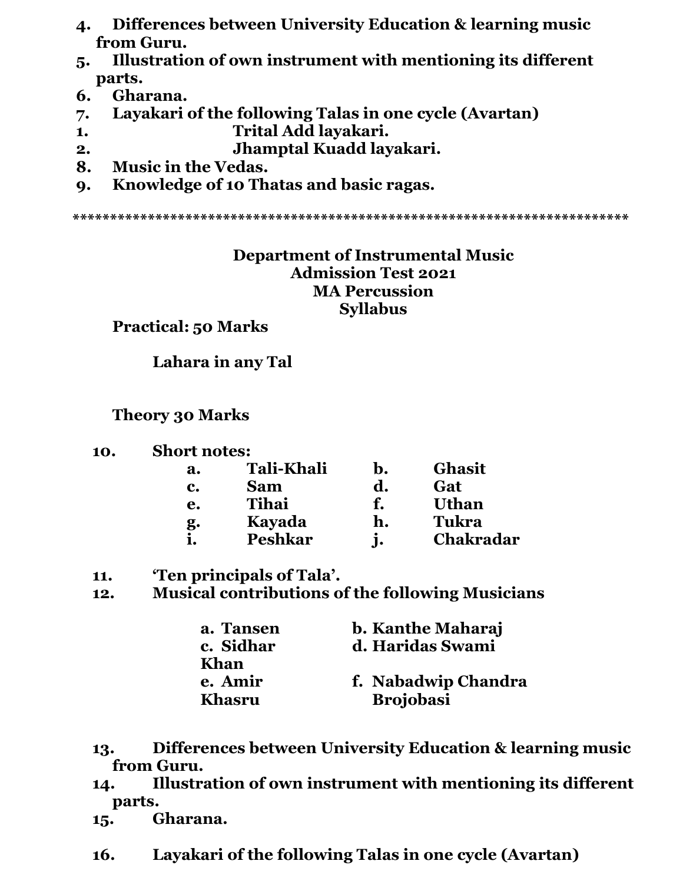4. **Differences between University Education & learning music from Guru.**
5. **Illustration of own instrument with mentioning its different parts.**
6. **Gharana.**
7. **Layakari of the following Talas in one cycle (Avartan)**
   1. **Trital Add layakari.**
   2. **Jhamptal Kuadd layakari.**
8. **Music in the Vedas.**
9. **Knowledge of 10 Thatas and basic ragas.**

***************************************************************************

**Department of Instrumental Music**
**Admission Test 2021**
**MA Percussion**
**Syllabus**

**Practical: 50 Marks**

**Lahara in any Tal**

**Theory 30 Marks**

10. **Short notes:**
    - a. **Tali-Khali**
    - b. **Ghasit**
    - c. **Sam**
    - d. **Gat**
    - e. **Tihai**
    - f. **Uthan**
    - g. **Kayada**
    - h. **Tukra**
    - i. **Peshkar**
    - j. **Chakradar**
11. **'Ten principals of Tala'.**
12. **Musical contributions of the following Musicians**
    - a. **Tansen**
    - b. **Kanthe Maharaj**
    - c. **Sidhar Khan**
    - d. **Haridas Swami**
    - e. **Amir Khasru**
    - f. **Nabadwip Chandra Brojobasi**
13. **Differences between University Education & learning music from Guru.**
14. **Illustration of own instrument with mentioning its different parts.**
15. **Gharana.**
16. **Layakari of the following Talas in one cycle (Avartan)**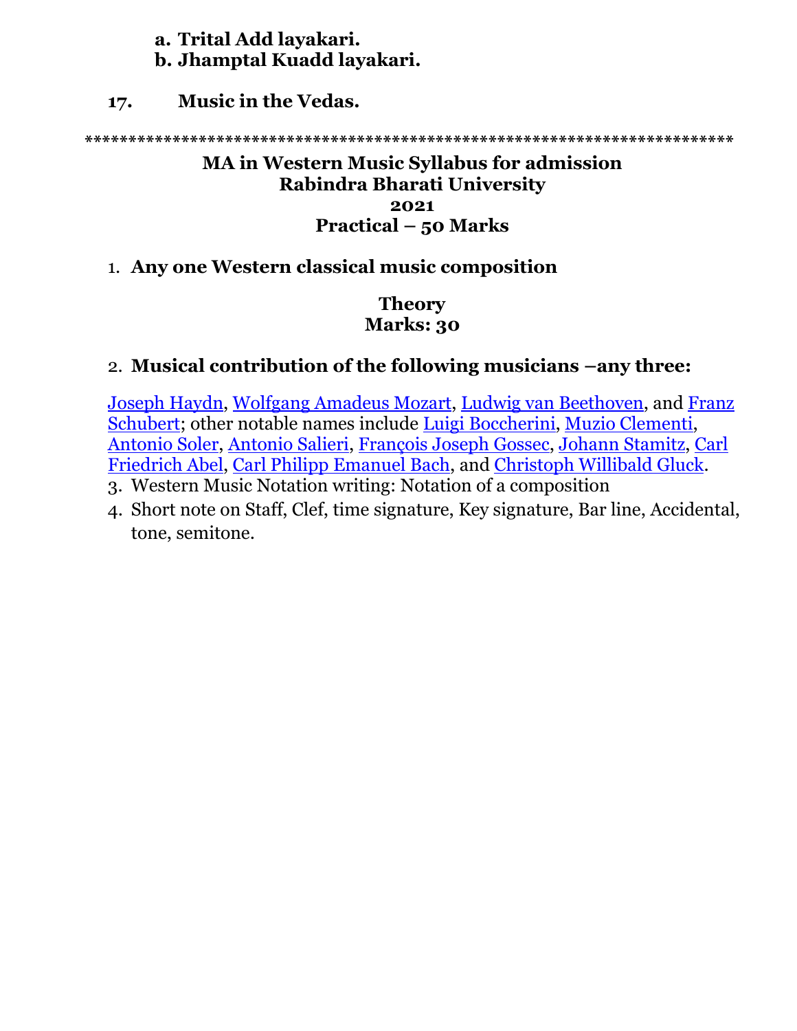**a. Trital Add layakari.**
   **b. Jhamptal Kuadd layakari.**

**17. Music in the Vedas.**

**************************************************************************

**MA in Western Music Syllabus for admission**
**Rabindra Bharati University**
**2021**
**Practical – 50 Marks**

1. **Any one Western classical music composition**

**Theory**
**Marks: 30**

2. **Musical contribution of the following musicians –any three:**

Joseph Haydn, Wolfgang Amadeus Mozart, Ludwig van Beethoven, and Franz Schubert; other notable names include Luigi Boccherini, Muzio Clementi, Antonio Soler, Antonio Salieri, François Joseph Gossec, Johann Stamitz, Carl Friedrich Abel, Carl Philipp Emanuel Bach, and Christoph Willibald Gluck.

3. Western Music Notation writing: Notation of a composition
4. Short note on Staff, Clef, time signature, Key signature, Bar line, Accidental, tone, semitone.